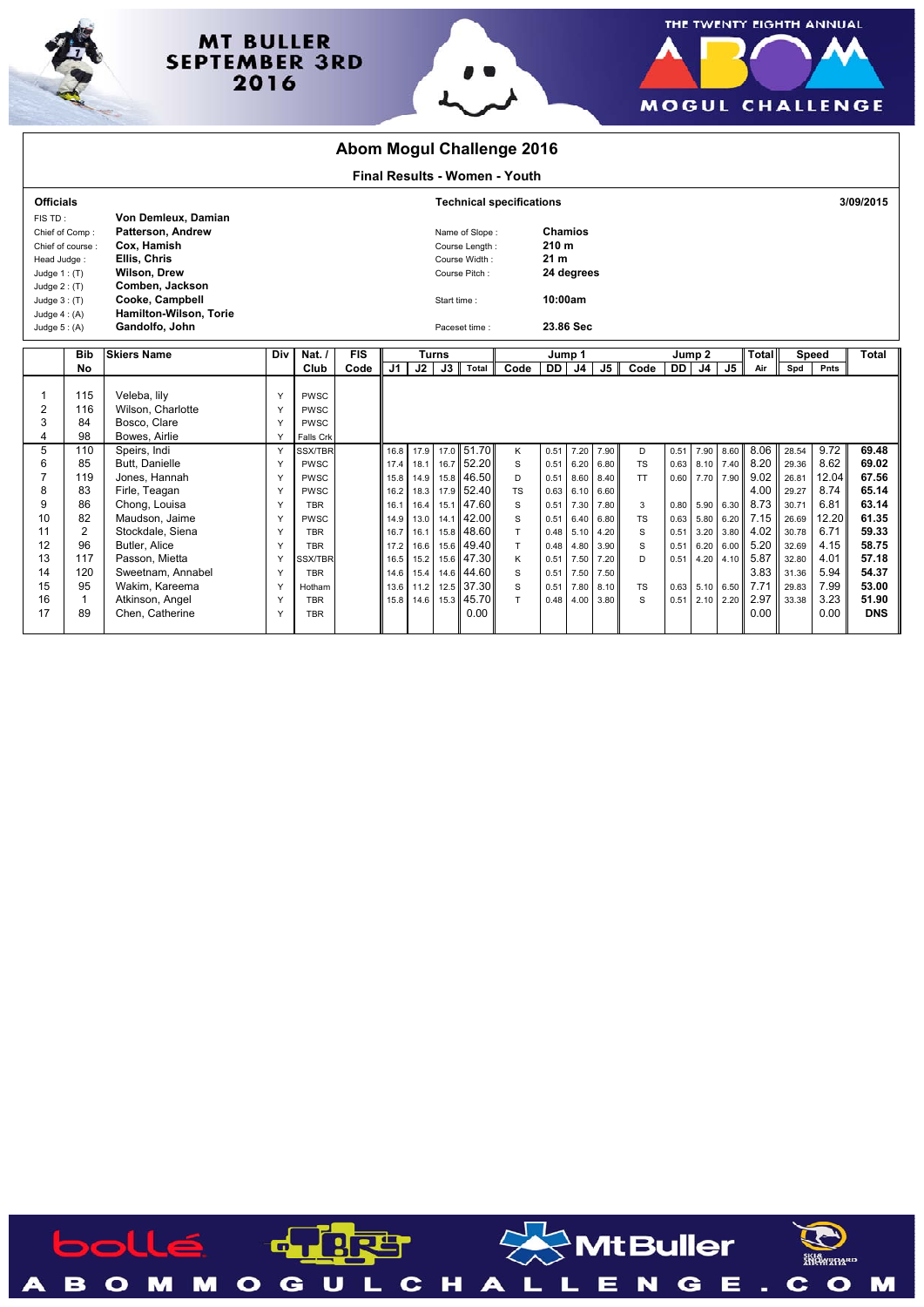MT BULLER SEPTEMBER 3RD 2016

THE TWENTY EIGHTH ANNUAL ABOM MOGUL CHALLENGE

# Abom Mogul Challenge 2016

## Final Results - Women - Youth

**Officials**

| | |
|---|---|
| FIS TD : | **Von Demleux, Damian** |
| Chief of Comp : | **Patterson, Andrew** |
| Chief of course : | **Cox, Hamish** |
| Head Judge : | **Ellis, Chris** |
| Judge 1 : (T) | **Wilson, Drew** |
| Judge 2 : (T) | **Comben, Jackson** |
| Judge 3 : (T) | **Cooke, Campbell** |
| Judge 4 : (A) | **Hamilton-Wilson, Torie** |
| Judge 5 : (A) | **Gandolfo, John** |

**Technical specifications** — **3/09/2015**

| | |
|---|---|
| Name of Slope : | **Chamios** |
| Course Length : | **210 m** |
| Course Width : | **21 m** |
| Course Pitch : | **24 degrees** |
| Start time : | **10:00am** |
| Paceset time : | **23.86 Sec** |

| | Bib No | Skiers Name | Div | Nat. / Club | FIS Code | Turns J1 | J2 | J3 | Total | Jump 1 Code | DD | J4 | J5 | Jump 2 Code | DD | J4 | J5 | Total Air | Speed Spd | Pnts | Total |
|---|---|---|---|---|---|---|---|---|---|---|---|---|---|---|---|---|---|---|---|---|---|
| 1 | 115 | Veleba, lily | Y | PWSC | | | | | | | | | | | | | | | | | |
| 2 | 116 | Wilson, Charlotte | Y | PWSC | | | | | | | | | | | | | | | | | |
| 3 | 84 | Bosco, Clare | Y | PWSC | | | | | | | | | | | | | | | | | |
| 4 | 98 | Bowes, Airlie | Y | Falls Crk | | | | | | | | | | | | | | | | | |
| 5 | 110 | Speirs, Indi | Y | SSX/TBR | | 16.8 | 17.9 | 17.0 | 51.70 | K | 0.51 | 7.20 | 7.90 | D | 0.51 | 7.90 | 8.60 | 8.06 | 28.54 | 9.72 | **69.48** |
| 6 | 85 | Butt, Danielle | Y | PWSC | | 17.4 | 18.1 | 16.7 | 52.20 | S | 0.51 | 6.20 | 6.80 | TS | 0.63 | 8.10 | 7.40 | 8.20 | 29.36 | 8.62 | **69.02** |
| 7 | 119 | Jones, Hannah | Y | PWSC | | 15.8 | 14.9 | 15.8 | 46.50 | D | 0.51 | 8.60 | 8.40 | TT | 0.60 | 7.70 | 7.90 | 9.02 | 26.81 | 12.04 | **67.56** |
| 8 | 83 | Firle, Teagan | Y | PWSC | | 16.2 | 18.3 | 17.9 | 52.40 | TS | 0.63 | 6.10 | 6.60 | | | | | 4.00 | 29.27 | 8.74 | **65.14** |
| 9 | 86 | Chong, Louisa | Y | TBR | | 16.1 | 16.4 | 15.1 | 47.60 | S | 0.51 | 7.30 | 7.80 | 3 | 0.80 | 5.90 | 6.30 | 8.73 | 30.71 | 6.81 | **63.14** |
| 10 | 82 | Maudson, Jaime | Y | PWSC | | 14.9 | 13.0 | 14.1 | 42.00 | S | 0.51 | 6.40 | 6.80 | TS | 0.63 | 5.80 | 6.20 | 7.15 | 26.69 | 12.20 | **61.35** |
| 11 | 2 | Stockdale, Siena | Y | TBR | | 16.7 | 16.1 | 15.8 | 48.60 | T | 0.48 | 5.10 | 4.20 | S | 0.51 | 3.20 | 3.80 | 4.02 | 30.78 | 6.71 | **59.33** |
| 12 | 96 | Butler, Alice | Y | TBR | | 17.2 | 16.6 | 15.6 | 49.40 | T | 0.48 | 4.80 | 3.90 | S | 0.51 | 6.20 | 6.00 | 5.20 | 32.69 | 4.15 | **58.75** |
| 13 | 117 | Passon, Mietta | Y | SSX/TBR | | 16.5 | 15.2 | 15.6 | 47.30 | K | 0.51 | 7.50 | 7.20 | D | 0.51 | 4.20 | 4.10 | 5.87 | 32.80 | 4.01 | **57.18** |
| 14 | 120 | Sweetnam, Annabel | Y | TBR | | 14.6 | 15.4 | 14.6 | 44.60 | S | 0.51 | 7.50 | 7.50 | | | | | 3.83 | 31.36 | 5.94 | **54.37** |
| 15 | 95 | Wakim, Kareema | Y | Hotham | | 13.6 | 11.2 | 12.5 | 37.30 | S | 0.51 | 7.80 | 8.10 | TS | 0.63 | 5.10 | 6.50 | 7.71 | 29.83 | 7.99 | **53.00** |
| 16 | 1 | Atkinson, Angel | Y | TBR | | 15.8 | 14.6 | 15.3 | 45.70 | T | 0.48 | 4.00 | 3.80 | S | 0.51 | 2.10 | 2.20 | 2.97 | 33.38 | 3.23 | **51.90** |
| 17 | 89 | Chen, Catherine | Y | TBR | | | | | 0.00 | | | | | | | | | 0.00 | | 0.00 | **DNS** |

bollé · TBR · Mt Buller · Ski & Snowboard Australia

ABOMMOGULCHALLENGE.COM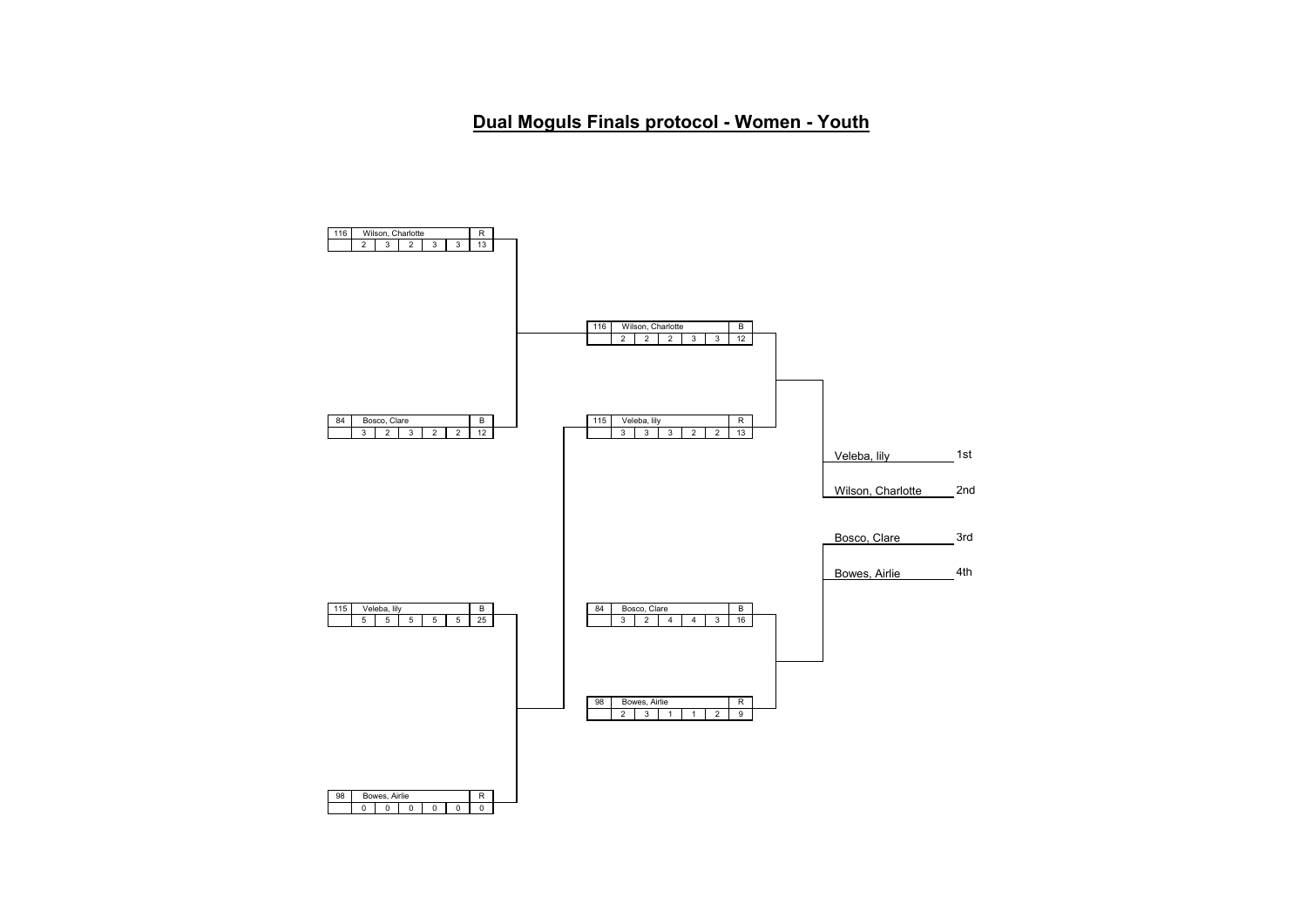# Dual Moguls Finals protocol - Women - Youth

## Semifinals

| Bib | Name | Course | J1 | J2 | J3 | J4 | J5 | Total |
|---|---|---|---|---|---|---|---|---|
| 116 | Wilson, Charlotte | R | 2 | 3 | 2 | 3 | 3 | 13 |
| 84 | Bosco, Clare | B | 3 | 2 | 3 | 2 | 2 | 12 |

| Bib | Name | Course | J1 | J2 | J3 | J4 | J5 | Total |
|---|---|---|---|---|---|---|---|---|
| 115 | Veleba, lily | B | 5 | 5 | 5 | 5 | 5 | 25 |
| 98 | Bowes, Airlie | R | 0 | 0 | 0 | 0 | 0 | 0 |

## Final

| Bib | Name | Course | J1 | J2 | J3 | J4 | J5 | Total |
|---|---|---|---|---|---|---|---|---|
| 116 | Wilson, Charlotte | B | 2 | 2 | 2 | 3 | 3 | 12 |
| 115 | Veleba, lily | R | 3 | 3 | 3 | 2 | 2 | 13 |

## Small Final

| Bib | Name | Course | J1 | J2 | J3 | J4 | J5 | Total |
|---|---|---|---|---|---|---|---|---|
| 84 | Bosco, Clare | B | 3 | 2 | 4 | 4 | 3 | 16 |
| 98 | Bowes, Airlie | R | 2 | 3 | 1 | 1 | 2 | 9 |

## Results

| Name | Rank |
|---|---|
| Veleba, lily | 1st |
| Wilson, Charlotte | 2nd |
| Bosco, Clare | 3rd |
| Bowes, Airlie | 4th |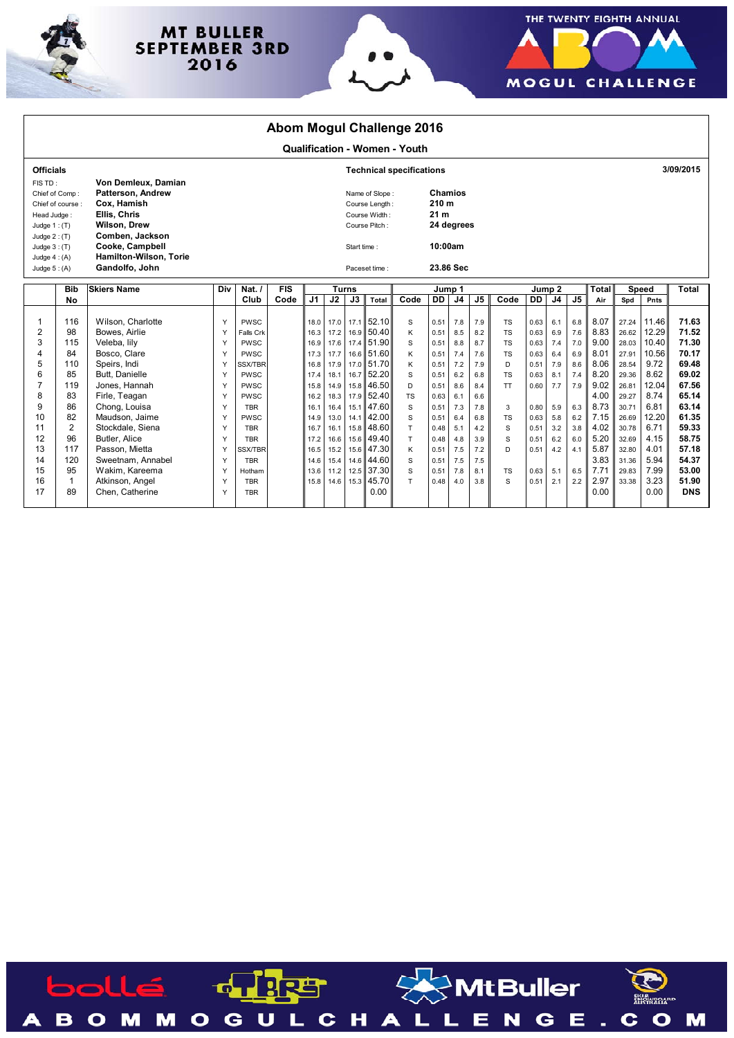MT BULLER
SEPTEMBER 3RD
2016

THE TWENTY EIGHTH ANNUAL
MOGUL CHALLENGE

# Abom Mogul Challenge 2016

## Qualification - Women - Youth

**Officials**

| | |
|---|---|
| FIS TD : | **Von Demleux, Damian** |
| Chief of Comp : | **Patterson, Andrew** |
| Chief of course : | **Cox, Hamish** |
| Head Judge : | **Ellis, Chris** |
| Judge 1 : (T) | **Wilson, Drew** |
| Judge 2 : (T) | **Comben, Jackson** |
| Judge 3 : (T) | **Cooke, Campbell** |
| Judge 4 : (A) | **Hamilton-Wilson, Torie** |
| Judge 5 : (A) | **Gandolfo, John** |

**Technical specifications** — 3/09/2015

| | |
|---|---|
| Name of Slope : | **Chamios** |
| Course Length : | **210 m** |
| Course Width : | **21 m** |
| Course Pitch : | **24 degrees** |
| Start time : | **10:00am** |
| Paceset time : | **23.86 Sec** |

| | Bib No | Skiers Name | Div | Nat. / Club | FIS Code | Turns J1 | Turns J2 | Turns J3 | Turns Total | Jump 1 Code | Jump 1 DD | Jump 1 J4 | Jump 1 J5 | Jump 2 Code | Jump 2 DD | Jump 2 J4 | Jump 2 J5 | Total Air | Speed Spd | Speed Pnts | Total |
|---|---|---|---|---|---|---|---|---|---|---|---|---|---|---|---|---|---|---|---|---|---|
| 1 | 116 | Wilson, Charlotte | Y | PWSC | | 18.0 | 17.0 | 17.1 | 52.10 | S | 0.51 | 7.8 | 7.9 | TS | 0.63 | 6.1 | 6.8 | 8.07 | 27.24 | 11.46 | **71.63** |
| 2 | 98 | Bowes, Airlie | Y | Falls Crk | | 16.3 | 17.2 | 16.9 | 50.40 | K | 0.51 | 8.5 | 8.2 | TS | 0.63 | 6.9 | 7.6 | 8.83 | 26.62 | 12.29 | **71.52** |
| 3 | 115 | Veleba, lily | Y | PWSC | | 16.9 | 17.6 | 17.4 | 51.90 | S | 0.51 | 8.8 | 8.7 | TS | 0.63 | 7.4 | 7.0 | 9.00 | 28.03 | 10.40 | **71.30** |
| 4 | 84 | Bosco, Clare | Y | PWSC | | 17.3 | 17.7 | 16.6 | 51.60 | K | 0.51 | 7.4 | 7.6 | TS | 0.63 | 6.4 | 6.9 | 8.01 | 27.91 | 10.56 | **70.17** |
| 5 | 110 | Speirs, Indi | Y | SSX/TBR | | 16.8 | 17.9 | 17.0 | 51.70 | K | 0.51 | 7.2 | 7.9 | D | 0.51 | 7.9 | 8.6 | 8.06 | 28.54 | 9.72 | **69.48** |
| 6 | 85 | Butt, Danielle | Y | PWSC | | 17.4 | 18.1 | 16.7 | 52.20 | S | 0.51 | 6.2 | 6.8 | TS | 0.63 | 8.1 | 7.4 | 8.20 | 29.36 | 8.62 | **69.02** |
| 7 | 119 | Jones, Hannah | Y | PWSC | | 15.8 | 14.9 | 15.8 | 46.50 | D | 0.51 | 8.6 | 8.4 | TT | 0.60 | 7.7 | 7.9 | 9.02 | 26.81 | 12.04 | **67.56** |
| 8 | 83 | Firle, Teagan | Y | PWSC | | 16.2 | 18.3 | 17.9 | 52.40 | TS | 0.63 | 6.1 | 6.6 | | | | | 4.00 | 29.27 | 8.74 | **65.14** |
| 9 | 86 | Chong, Louisa | Y | TBR | | 16.1 | 16.4 | 15.1 | 47.60 | S | 0.51 | 7.3 | 7.8 | 3 | 0.80 | 5.9 | 6.3 | 8.73 | 30.71 | 6.81 | **63.14** |
| 10 | 82 | Maudson, Jaime | Y | PWSC | | 14.9 | 13.0 | 14.1 | 42.00 | S | 0.51 | 6.4 | 6.8 | TS | 0.63 | 5.8 | 6.2 | 7.15 | 26.69 | 12.20 | **61.35** |
| 11 | 2 | Stockdale, Siena | Y | TBR | | 16.7 | 16.1 | 15.8 | 48.60 | T | 0.48 | 5.1 | 4.2 | S | 0.51 | 3.2 | 3.8 | 4.02 | 30.78 | 6.71 | **59.33** |
| 12 | 96 | Butler, Alice | Y | TBR | | 17.2 | 16.6 | 15.6 | 49.40 | T | 0.48 | 4.8 | 3.9 | S | 0.51 | 6.2 | 6.0 | 5.20 | 32.69 | 4.15 | **58.75** |
| 13 | 117 | Passon, Mietta | Y | SSX/TBR | | 16.5 | 15.2 | 15.6 | 47.30 | K | 0.51 | 7.5 | 7.2 | D | 0.51 | 4.2 | 4.1 | 5.87 | 32.80 | 4.01 | **57.18** |
| 14 | 120 | Sweetnam, Annabel | Y | TBR | | 14.6 | 15.4 | 14.6 | 44.60 | S | 0.51 | 7.5 | 7.5 | | | | | 3.83 | 31.36 | 5.94 | **54.37** |
| 15 | 95 | Wakim, Kareema | Y | Hotham | | 13.6 | 11.2 | 12.5 | 37.30 | S | 0.51 | 7.8 | 8.1 | TS | 0.63 | 5.1 | 6.5 | 7.71 | 29.83 | 7.99 | **53.00** |
| 16 | 1 | Atkinson, Angel | Y | TBR | | 15.8 | 14.6 | 15.3 | 45.70 | T | 0.48 | 4.0 | 3.8 | S | 0.51 | 2.1 | 2.2 | 2.97 | 33.38 | 3.23 | **51.90** |
| 17 | 89 | Chen, Catherine | Y | TBR | | | | | 0.00 | | | | | | | | | 0.00 | | 0.00 | **DNS** |

bollé TBR MtBuller SKI & SNOWBOARD AUSTRALIA

ABOMMOGULCHALLENGE.COM